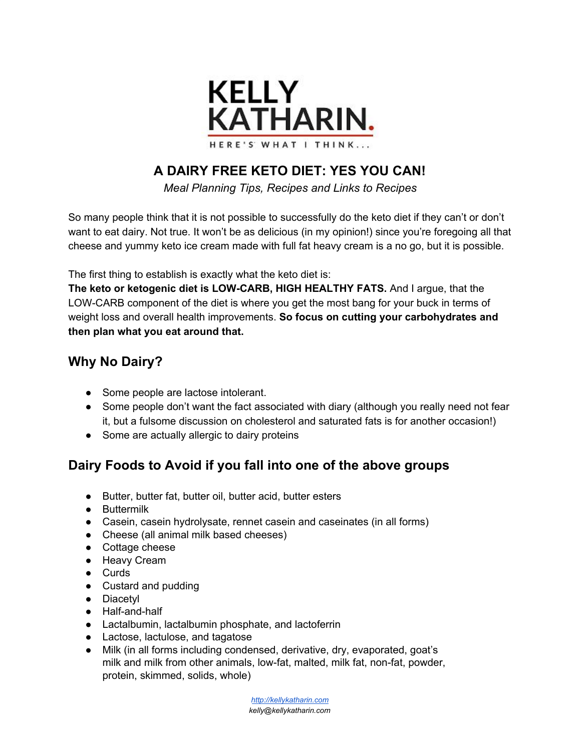# KELLY KATHARIN.

HERE'S WHAT I THINK...

## A DAIRY FREE KETO DIET: YES YOU CAN!

*Meal Planning Tips, Recipes and Links to Recipes*

So many people think that it is not possible to successfully do the keto diet if they can't or don't want to eat dairy. Not true. It won't be as delicious (in my opinion!) since you're foregoing all that cheese and yummy keto ice cream made with full fat heavy cream is a no go, but it is possible.

The first thing to establish is exactly what the keto diet is:
**The keto or ketogenic diet is LOW-CARB, HIGH HEALTHY FATS.** And I argue, that the LOW-CARB component of the diet is where you get the most bang for your buck in terms of weight loss and overall health improvements. **So focus on cutting your carbohydrates and then plan what you eat around that.**

## Why No Dairy?

- Some people are lactose intolerant.
- Some people don't want the fact associated with diary (although you really need not fear it, but a fulsome discussion on cholesterol and saturated fats is for another occasion!)
- Some are actually allergic to dairy proteins

## Dairy Foods to Avoid if you fall into one of the above groups

- Butter, butter fat, butter oil, butter acid, butter esters
- Buttermilk
- Casein, casein hydrolysate, rennet casein and caseinates (in all forms)
- Cheese (all animal milk based cheeses)
- Cottage cheese
- Heavy Cream
- Curds
- Custard and pudding
- Diacetyl
- Half-and-half
- Lactalbumin, lactalbumin phosphate, and lactoferrin
- Lactose, lactulose, and tagatose
- Milk (in all forms including condensed, derivative, dry, evaporated, goat's milk and milk from other animals, low-fat, malted, milk fat, non-fat, powder, protein, skimmed, solids, whole)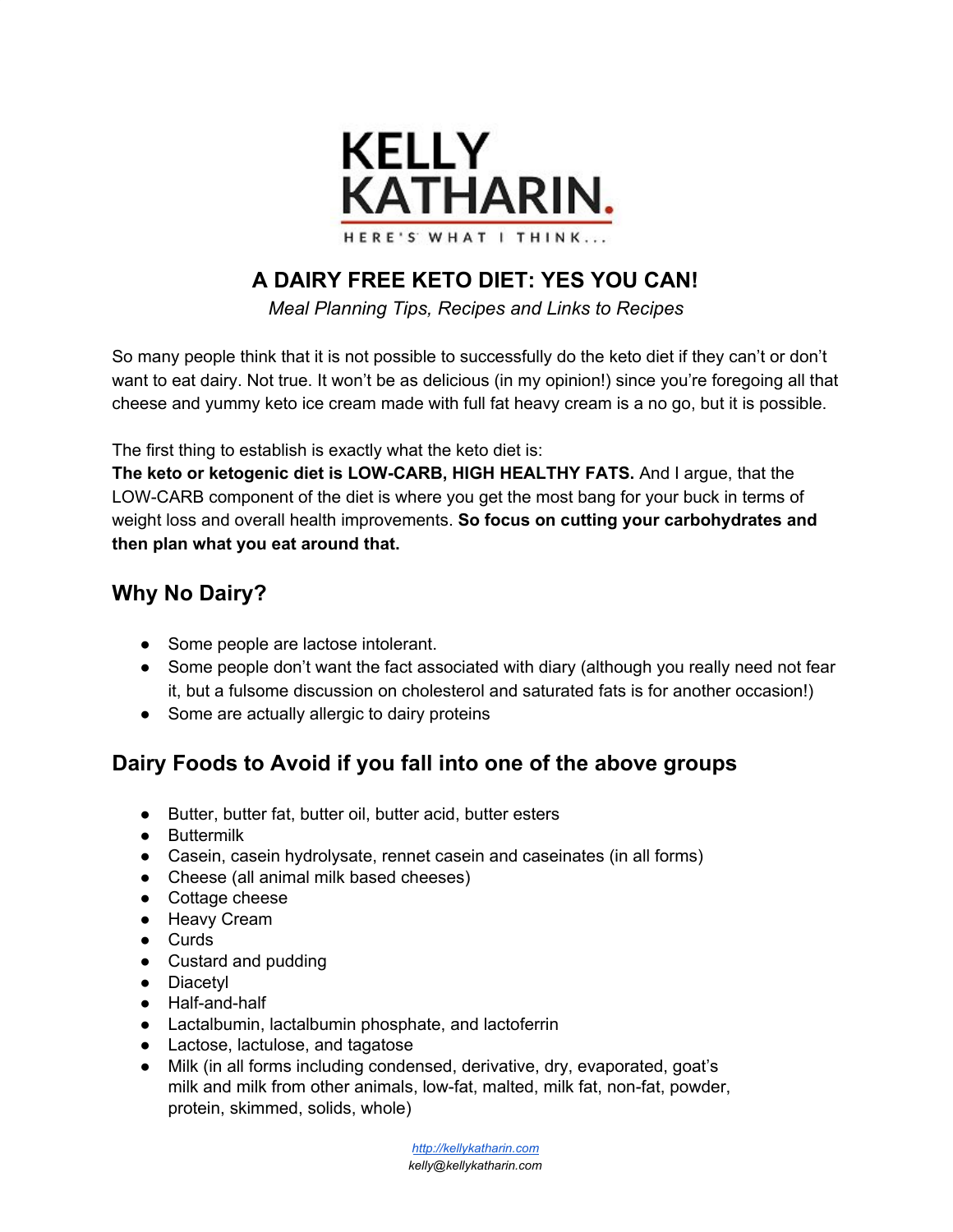KELLY KATHARIN.

HERE'S WHAT I THINK...

# A DAIRY FREE KETO DIET: YES YOU CAN!

*Meal Planning Tips, Recipes and Links to Recipes*

So many people think that it is not possible to successfully do the keto diet if they can't or don't want to eat dairy. Not true. It won't be as delicious (in my opinion!) since you're foregoing all that cheese and yummy keto ice cream made with full fat heavy cream is a no go, but it is possible.

The first thing to establish is exactly what the keto diet is:
**The keto or ketogenic diet is LOW-CARB, HIGH HEALTHY FATS.** And I argue, that the LOW-CARB component of the diet is where you get the most bang for your buck in terms of weight loss and overall health improvements. **So focus on cutting your carbohydrates and then plan what you eat around that.**

## Why No Dairy?

- Some people are lactose intolerant.
- Some people don't want the fact associated with diary (although you really need not fear it, but a fulsome discussion on cholesterol and saturated fats is for another occasion!)
- Some are actually allergic to dairy proteins

## Dairy Foods to Avoid if you fall into one of the above groups

- Butter, butter fat, butter oil, butter acid, butter esters
- Buttermilk
- Casein, casein hydrolysate, rennet casein and caseinates (in all forms)
- Cheese (all animal milk based cheeses)
- Cottage cheese
- Heavy Cream
- Curds
- Custard and pudding
- Diacetyl
- Half-and-half
- Lactalbumin, lactalbumin phosphate, and lactoferrin
- Lactose, lactulose, and tagatose
- Milk (in all forms including condensed, derivative, dry, evaporated, goat's milk and milk from other animals, low-fat, malted, milk fat, non-fat, powder, protein, skimmed, solids, whole)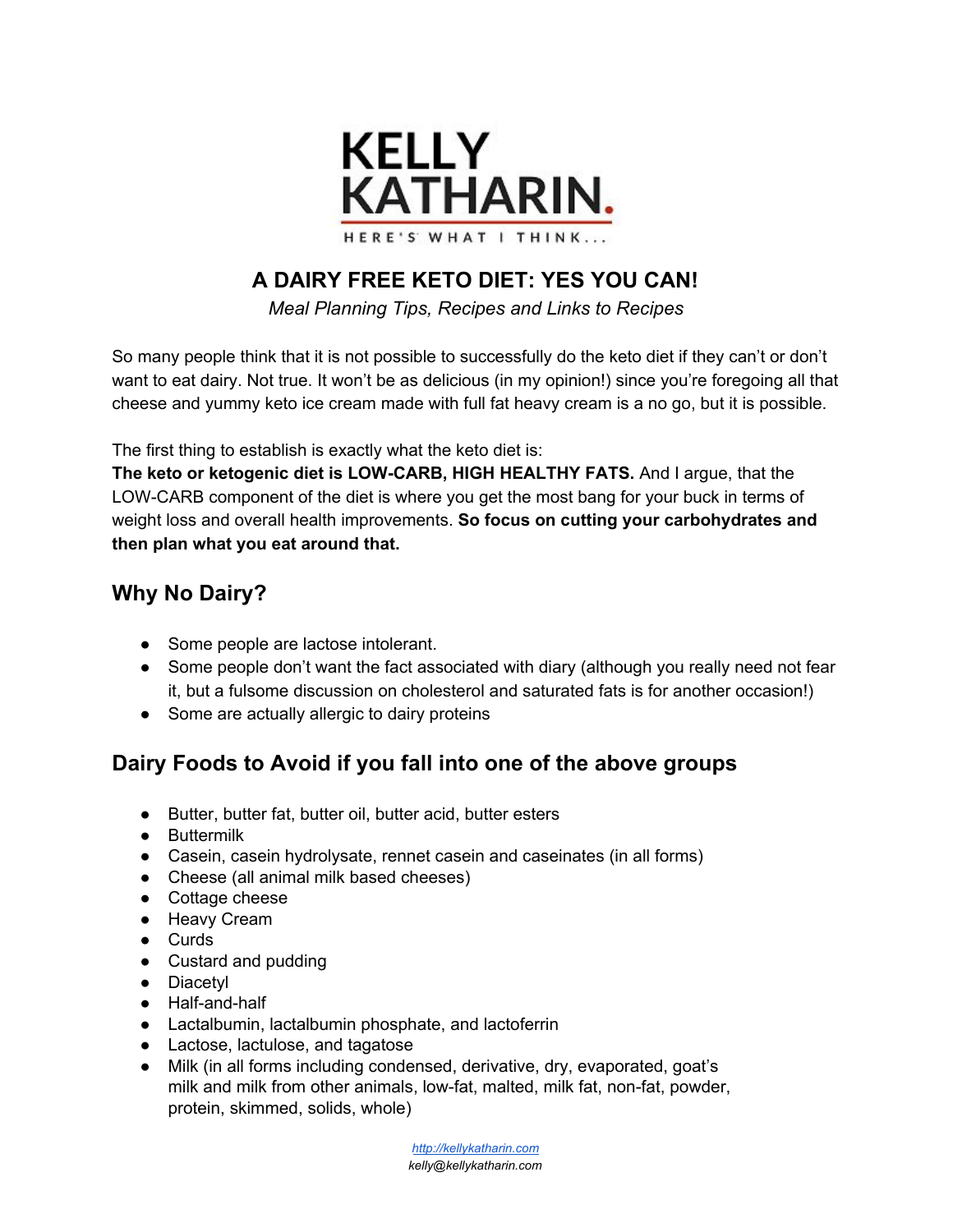KELLY KATHARIN.

HERE'S WHAT I THINK...

# A DAIRY FREE KETO DIET: YES YOU CAN!

*Meal Planning Tips, Recipes and Links to Recipes*

So many people think that it is not possible to successfully do the keto diet if they can't or don't want to eat dairy. Not true. It won't be as delicious (in my opinion!) since you're foregoing all that cheese and yummy keto ice cream made with full fat heavy cream is a no go, but it is possible.

The first thing to establish is exactly what the keto diet is:
**The keto or ketogenic diet is LOW-CARB, HIGH HEALTHY FATS.** And I argue, that the LOW-CARB component of the diet is where you get the most bang for your buck in terms of weight loss and overall health improvements. **So focus on cutting your carbohydrates and then plan what you eat around that.**

## Why No Dairy?

- Some people are lactose intolerant.
- Some people don't want the fact associated with diary (although you really need not fear it, but a fulsome discussion on cholesterol and saturated fats is for another occasion!)
- Some are actually allergic to dairy proteins

## Dairy Foods to Avoid if you fall into one of the above groups

- Butter, butter fat, butter oil, butter acid, butter esters
- Buttermilk
- Casein, casein hydrolysate, rennet casein and caseinates (in all forms)
- Cheese (all animal milk based cheeses)
- Cottage cheese
- Heavy Cream
- Curds
- Custard and pudding
- Diacetyl
- Half-and-half
- Lactalbumin, lactalbumin phosphate, and lactoferrin
- Lactose, lactulose, and tagatose
- Milk (in all forms including condensed, derivative, dry, evaporated, goat's milk and milk from other animals, low-fat, malted, milk fat, non-fat, powder, protein, skimmed, solids, whole)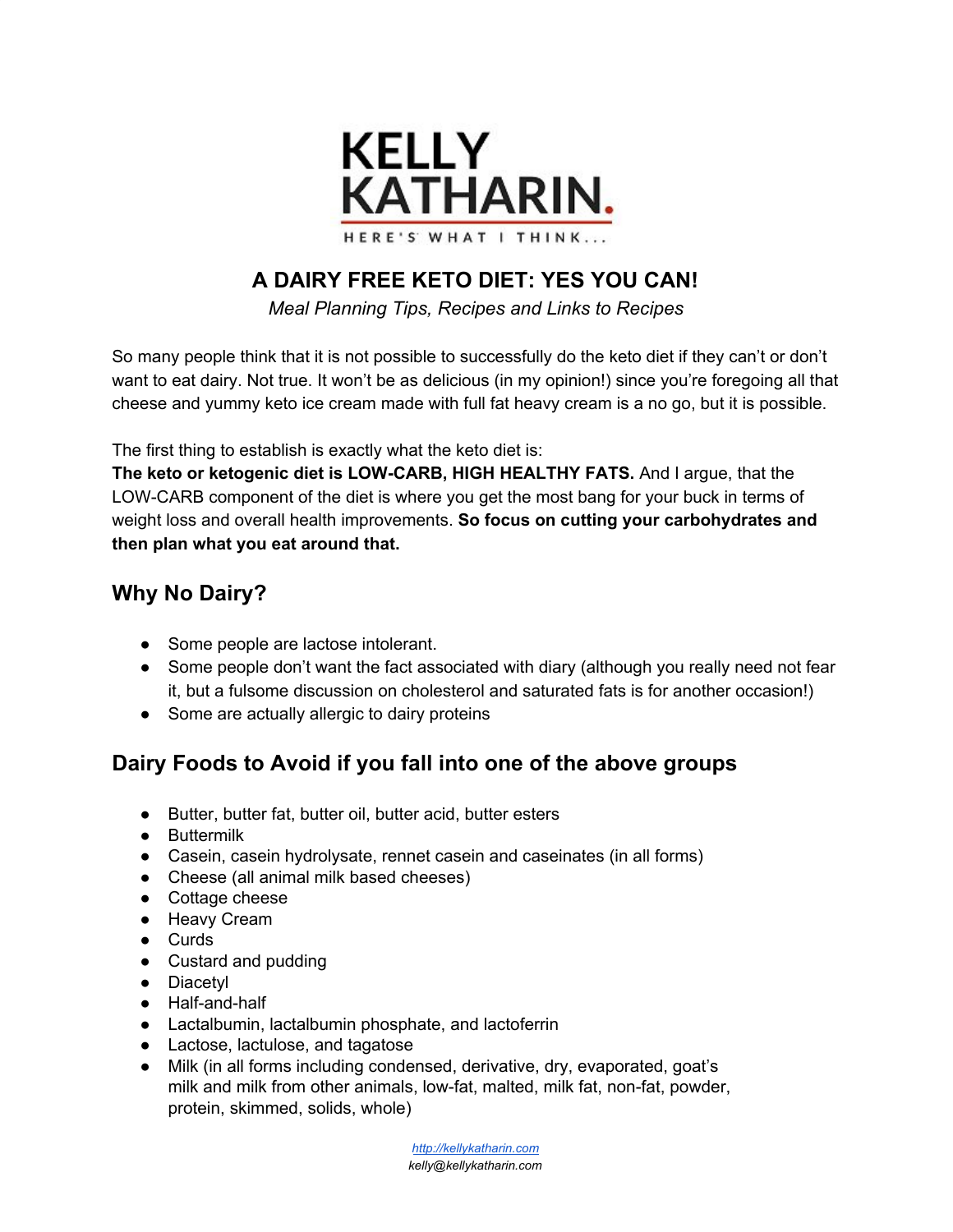KELLY KATHARIN.

HERE'S WHAT I THINK...

# A DAIRY FREE KETO DIET: YES YOU CAN!

*Meal Planning Tips, Recipes and Links to Recipes*

So many people think that it is not possible to successfully do the keto diet if they can't or don't want to eat dairy. Not true. It won't be as delicious (in my opinion!) since you're foregoing all that cheese and yummy keto ice cream made with full fat heavy cream is a no go, but it is possible.

The first thing to establish is exactly what the keto diet is:
**The keto or ketogenic diet is LOW-CARB, HIGH HEALTHY FATS.** And I argue, that the LOW-CARB component of the diet is where you get the most bang for your buck in terms of weight loss and overall health improvements. **So focus on cutting your carbohydrates and then plan what you eat around that.**

## Why No Dairy?

- Some people are lactose intolerant.
- Some people don't want the fact associated with diary (although you really need not fear it, but a fulsome discussion on cholesterol and saturated fats is for another occasion!)
- Some are actually allergic to dairy proteins

## Dairy Foods to Avoid if you fall into one of the above groups

- Butter, butter fat, butter oil, butter acid, butter esters
- Buttermilk
- Casein, casein hydrolysate, rennet casein and caseinates (in all forms)
- Cheese (all animal milk based cheeses)
- Cottage cheese
- Heavy Cream
- Curds
- Custard and pudding
- Diacetyl
- Half-and-half
- Lactalbumin, lactalbumin phosphate, and lactoferrin
- Lactose, lactulose, and tagatose
- Milk (in all forms including condensed, derivative, dry, evaporated, goat's milk and milk from other animals, low-fat, malted, milk fat, non-fat, powder, protein, skimmed, solids, whole)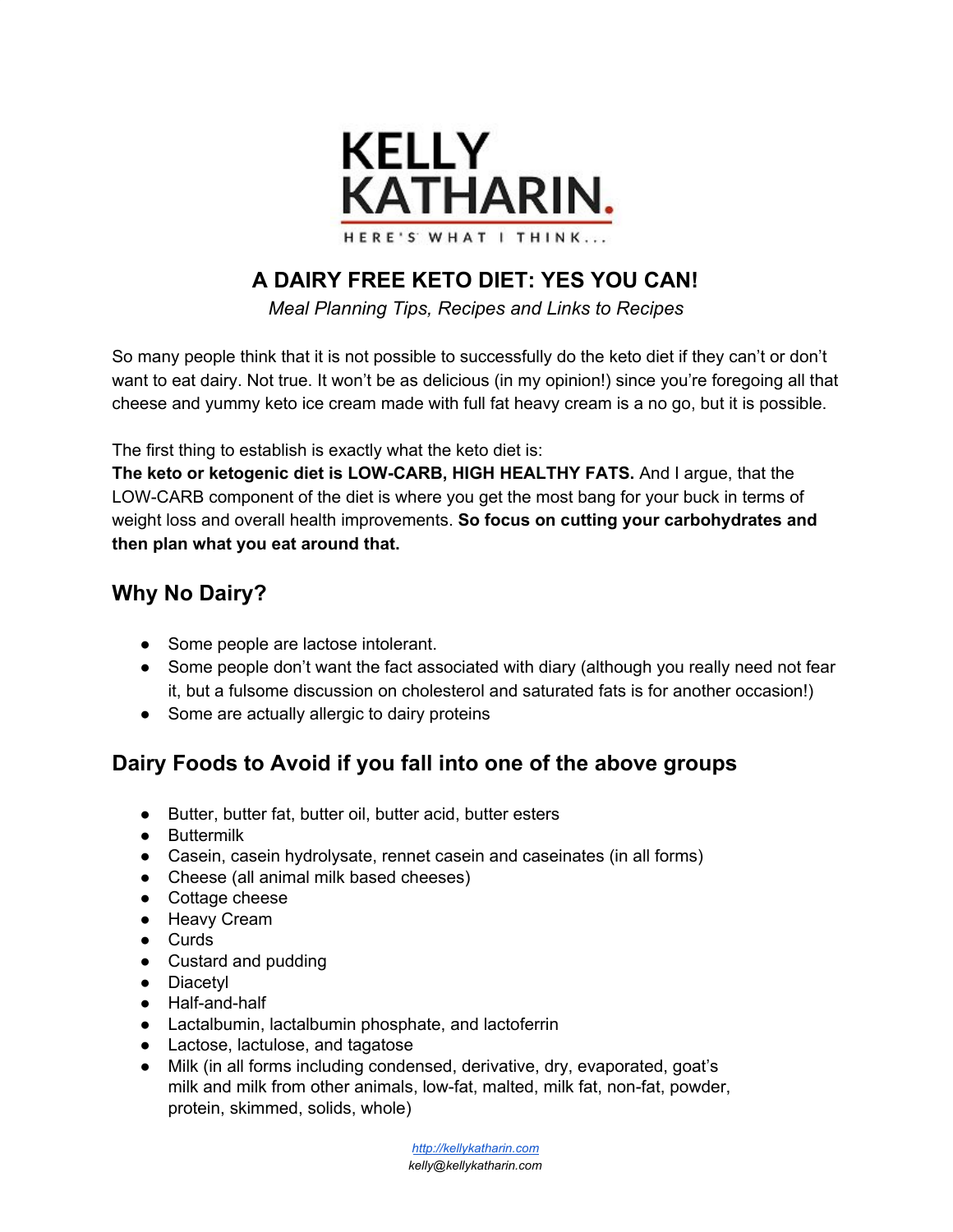KELLY KATHARIN.

HERE'S WHAT I THINK...

# A DAIRY FREE KETO DIET: YES YOU CAN!

*Meal Planning Tips, Recipes and Links to Recipes*

So many people think that it is not possible to successfully do the keto diet if they can't or don't want to eat dairy. Not true. It won't be as delicious (in my opinion!) since you're foregoing all that cheese and yummy keto ice cream made with full fat heavy cream is a no go, but it is possible.

The first thing to establish is exactly what the keto diet is:
**The keto or ketogenic diet is LOW-CARB, HIGH HEALTHY FATS.** And I argue, that the LOW-CARB component of the diet is where you get the most bang for your buck in terms of weight loss and overall health improvements. **So focus on cutting your carbohydrates and then plan what you eat around that.**

## Why No Dairy?

- Some people are lactose intolerant.
- Some people don't want the fact associated with diary (although you really need not fear it, but a fulsome discussion on cholesterol and saturated fats is for another occasion!)
- Some are actually allergic to dairy proteins

## Dairy Foods to Avoid if you fall into one of the above groups

- Butter, butter fat, butter oil, butter acid, butter esters
- Buttermilk
- Casein, casein hydrolysate, rennet casein and caseinates (in all forms)
- Cheese (all animal milk based cheeses)
- Cottage cheese
- Heavy Cream
- Curds
- Custard and pudding
- Diacetyl
- Half-and-half
- Lactalbumin, lactalbumin phosphate, and lactoferrin
- Lactose, lactulose, and tagatose
- Milk (in all forms including condensed, derivative, dry, evaporated, goat's milk and milk from other animals, low-fat, malted, milk fat, non-fat, powder, protein, skimmed, solids, whole)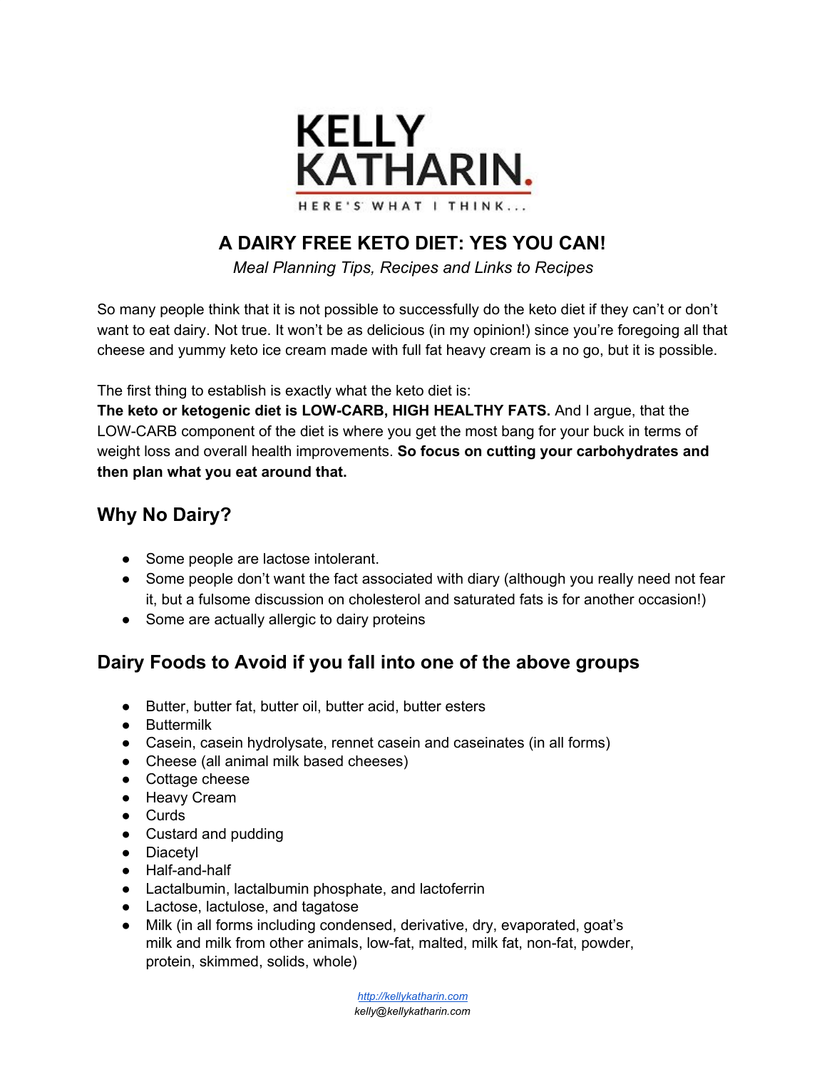KELLY KATHARIN.

HERE'S WHAT I THINK...

# A DAIRY FREE KETO DIET: YES YOU CAN!

*Meal Planning Tips, Recipes and Links to Recipes*

So many people think that it is not possible to successfully do the keto diet if they can't or don't want to eat dairy. Not true. It won't be as delicious (in my opinion!) since you're foregoing all that cheese and yummy keto ice cream made with full fat heavy cream is a no go, but it is possible.

The first thing to establish is exactly what the keto diet is:
**The keto or ketogenic diet is LOW-CARB, HIGH HEALTHY FATS.** And I argue, that the LOW-CARB component of the diet is where you get the most bang for your buck in terms of weight loss and overall health improvements. **So focus on cutting your carbohydrates and then plan what you eat around that.**

## Why No Dairy?

- Some people are lactose intolerant.
- Some people don't want the fact associated with diary (although you really need not fear it, but a fulsome discussion on cholesterol and saturated fats is for another occasion!)
- Some are actually allergic to dairy proteins

## Dairy Foods to Avoid if you fall into one of the above groups

- Butter, butter fat, butter oil, butter acid, butter esters
- Buttermilk
- Casein, casein hydrolysate, rennet casein and caseinates (in all forms)
- Cheese (all animal milk based cheeses)
- Cottage cheese
- Heavy Cream
- Curds
- Custard and pudding
- Diacetyl
- Half-and-half
- Lactalbumin, lactalbumin phosphate, and lactoferrin
- Lactose, lactulose, and tagatose
- Milk (in all forms including condensed, derivative, dry, evaporated, goat's milk and milk from other animals, low-fat, malted, milk fat, non-fat, powder, protein, skimmed, solids, whole)

http://kellykatharin.com
kelly@kellykatharin.com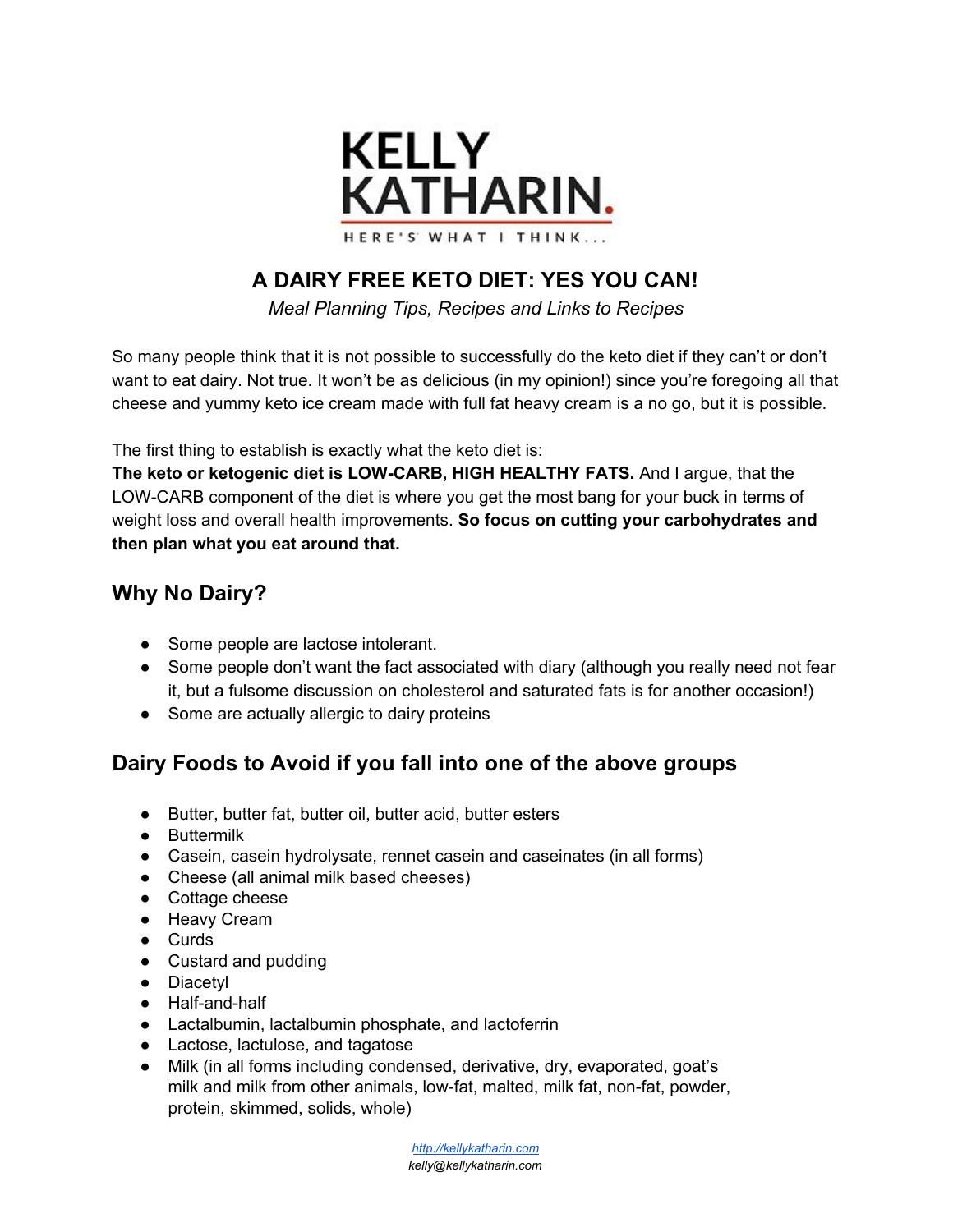KELLY KATHARIN.

HERE'S WHAT I THINK...

# A DAIRY FREE KETO DIET: YES YOU CAN!

*Meal Planning Tips, Recipes and Links to Recipes*

So many people think that it is not possible to successfully do the keto diet if they can't or don't want to eat dairy. Not true. It won't be as delicious (in my opinion!) since you're foregoing all that cheese and yummy keto ice cream made with full fat heavy cream is a no go, but it is possible.

The first thing to establish is exactly what the keto diet is:
**The keto or ketogenic diet is LOW-CARB, HIGH HEALTHY FATS.** And I argue, that the LOW-CARB component of the diet is where you get the most bang for your buck in terms of weight loss and overall health improvements. **So focus on cutting your carbohydrates and then plan what you eat around that.**

## Why No Dairy?

- Some people are lactose intolerant.
- Some people don't want the fact associated with diary (although you really need not fear it, but a fulsome discussion on cholesterol and saturated fats is for another occasion!)
- Some are actually allergic to dairy proteins

## Dairy Foods to Avoid if you fall into one of the above groups

- Butter, butter fat, butter oil, butter acid, butter esters
- Buttermilk
- Casein, casein hydrolysate, rennet casein and caseinates (in all forms)
- Cheese (all animal milk based cheeses)
- Cottage cheese
- Heavy Cream
- Curds
- Custard and pudding
- Diacetyl
- Half-and-half
- Lactalbumin, lactalbumin phosphate, and lactoferrin
- Lactose, lactulose, and tagatose
- Milk (in all forms including condensed, derivative, dry, evaporated, goat's milk and milk from other animals, low-fat, malted, milk fat, non-fat, powder, protein, skimmed, solids, whole)

http://kellykatharin.com
kelly@kellykatharin.com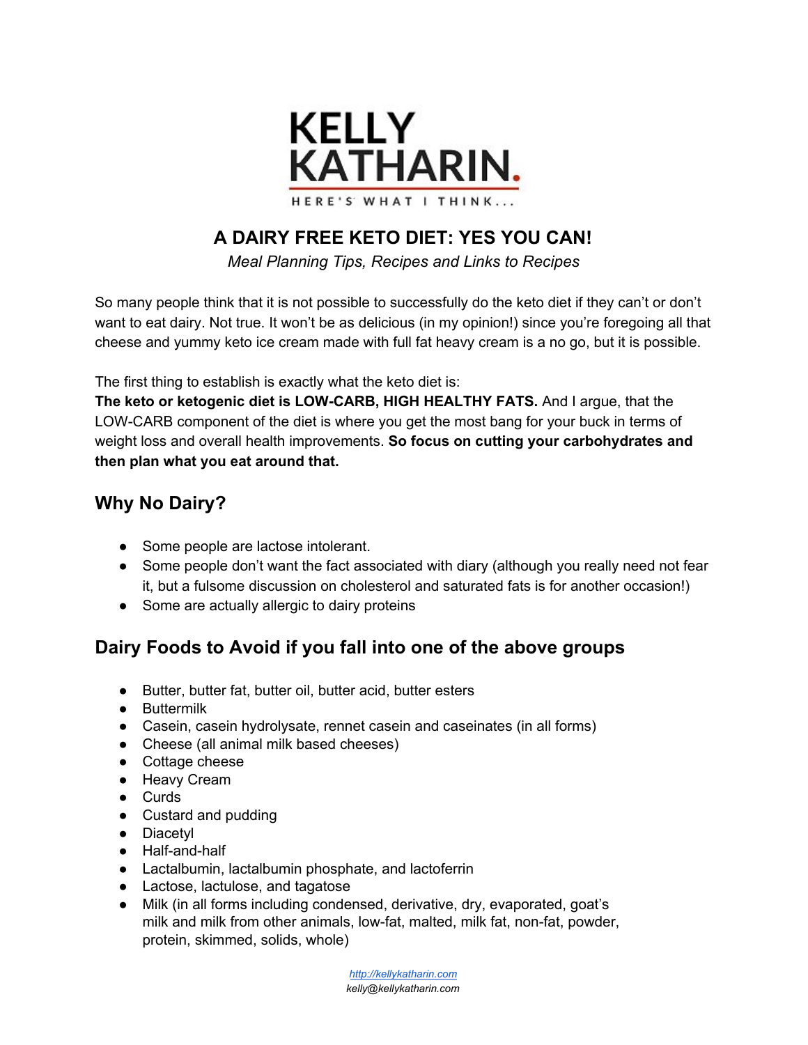KELLY KATHARIN.

HERE'S WHAT I THINK...

# A DAIRY FREE KETO DIET: YES YOU CAN!

*Meal Planning Tips, Recipes and Links to Recipes*

So many people think that it is not possible to successfully do the keto diet if they can't or don't want to eat dairy. Not true. It won't be as delicious (in my opinion!) since you're foregoing all that cheese and yummy keto ice cream made with full fat heavy cream is a no go, but it is possible.

The first thing to establish is exactly what the keto diet is:
**The keto or ketogenic diet is LOW-CARB, HIGH HEALTHY FATS.** And I argue, that the LOW-CARB component of the diet is where you get the most bang for your buck in terms of weight loss and overall health improvements. **So focus on cutting your carbohydrates and then plan what you eat around that.**

## Why No Dairy?

- Some people are lactose intolerant.
- Some people don't want the fact associated with diary (although you really need not fear it, but a fulsome discussion on cholesterol and saturated fats is for another occasion!)
- Some are actually allergic to dairy proteins

## Dairy Foods to Avoid if you fall into one of the above groups

- Butter, butter fat, butter oil, butter acid, butter esters
- Buttermilk
- Casein, casein hydrolysate, rennet casein and caseinates (in all forms)
- Cheese (all animal milk based cheeses)
- Cottage cheese
- Heavy Cream
- Curds
- Custard and pudding
- Diacetyl
- Half-and-half
- Lactalbumin, lactalbumin phosphate, and lactoferrin
- Lactose, lactulose, and tagatose
- Milk (in all forms including condensed, derivative, dry, evaporated, goat's milk and milk from other animals, low-fat, malted, milk fat, non-fat, powder, protein, skimmed, solids, whole)

http://kellykatharin.com
kelly@kellykatharin.com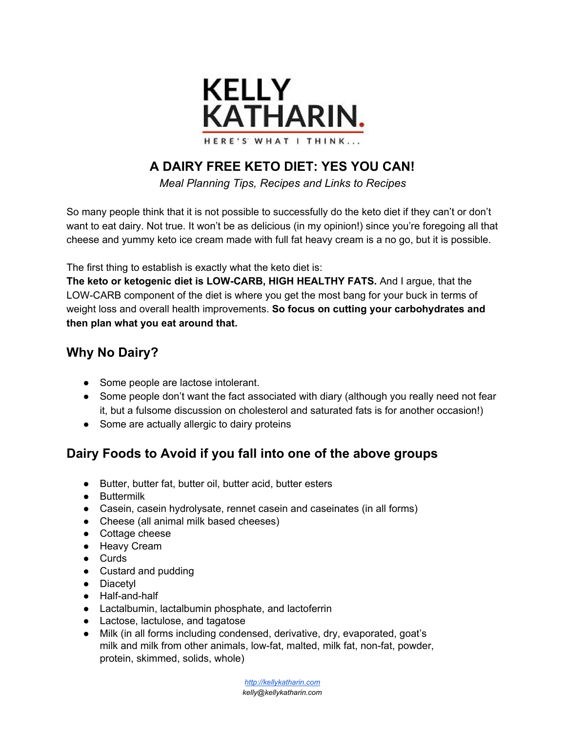KELLY
KATHARIN.
HERE'S WHAT I THINK...

# A DAIRY FREE KETO DIET: YES YOU CAN!

*Meal Planning Tips, Recipes and Links to Recipes*

So many people think that it is not possible to successfully do the keto diet if they can't or don't want to eat dairy. Not true. It won't be as delicious (in my opinion!) since you're foregoing all that cheese and yummy keto ice cream made with full fat heavy cream is a no go, but it is possible.

The first thing to establish is exactly what the keto diet is:
**The keto or ketogenic diet is LOW-CARB, HIGH HEALTHY FATS.** And I argue, that the LOW-CARB component of the diet is where you get the most bang for your buck in terms of weight loss and overall health improvements. **So focus on cutting your carbohydrates and then plan what you eat around that.**

## Why No Dairy?

- Some people are lactose intolerant.
- Some people don't want the fact associated with diary (although you really need not fear it, but a fulsome discussion on cholesterol and saturated fats is for another occasion!)
- Some are actually allergic to dairy proteins

## Dairy Foods to Avoid if you fall into one of the above groups

- Butter, butter fat, butter oil, butter acid, butter esters
- Buttermilk
- Casein, casein hydrolysate, rennet casein and caseinates (in all forms)
- Cheese (all animal milk based cheeses)
- Cottage cheese
- Heavy Cream
- Curds
- Custard and pudding
- Diacetyl
- Half-and-half
- Lactalbumin, lactalbumin phosphate, and lactoferrin
- Lactose, lactulose, and tagatose
- Milk (in all forms including condensed, derivative, dry, evaporated, goat's milk and milk from other animals, low-fat, malted, milk fat, non-fat, powder, protein, skimmed, solids, whole)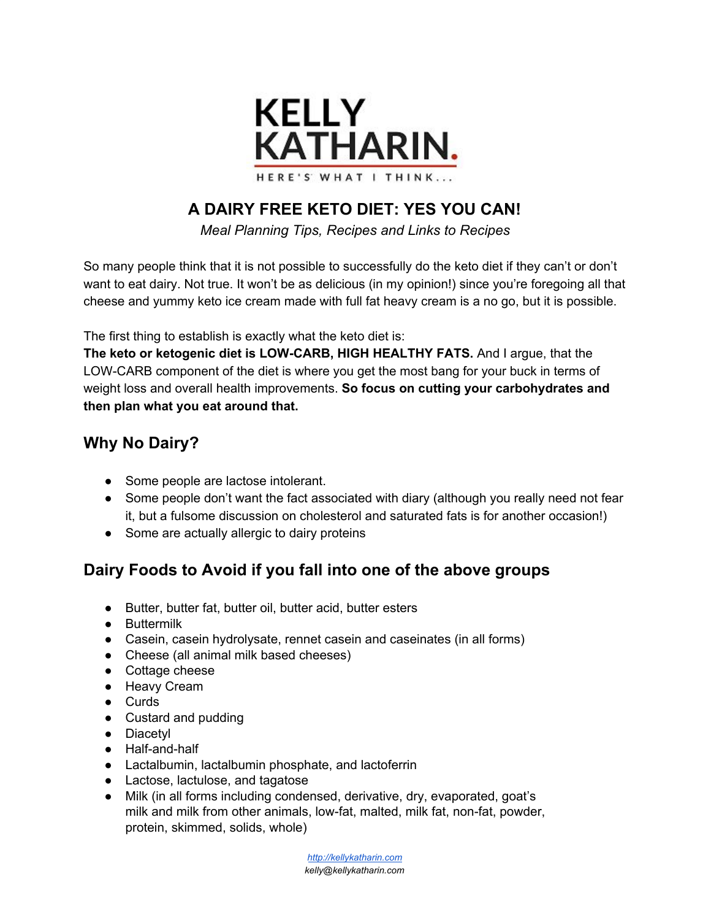KELLY KATHARIN.

HERE'S WHAT I THINK...

# A DAIRY FREE KETO DIET: YES YOU CAN!

*Meal Planning Tips, Recipes and Links to Recipes*

So many people think that it is not possible to successfully do the keto diet if they can't or don't want to eat dairy. Not true. It won't be as delicious (in my opinion!) since you're foregoing all that cheese and yummy keto ice cream made with full fat heavy cream is a no go, but it is possible.

The first thing to establish is exactly what the keto diet is:
**The keto or ketogenic diet is LOW-CARB, HIGH HEALTHY FATS.** And I argue, that the LOW-CARB component of the diet is where you get the most bang for your buck in terms of weight loss and overall health improvements. **So focus on cutting your carbohydrates and then plan what you eat around that.**

## Why No Dairy?

- Some people are lactose intolerant.
- Some people don't want the fact associated with diary (although you really need not fear it, but a fulsome discussion on cholesterol and saturated fats is for another occasion!)
- Some are actually allergic to dairy proteins

## Dairy Foods to Avoid if you fall into one of the above groups

- Butter, butter fat, butter oil, butter acid, butter esters
- Buttermilk
- Casein, casein hydrolysate, rennet casein and caseinates (in all forms)
- Cheese (all animal milk based cheeses)
- Cottage cheese
- Heavy Cream
- Curds
- Custard and pudding
- Diacetyl
- Half-and-half
- Lactalbumin, lactalbumin phosphate, and lactoferrin
- Lactose, lactulose, and tagatose
- Milk (in all forms including condensed, derivative, dry, evaporated, goat's milk and milk from other animals, low-fat, malted, milk fat, non-fat, powder, protein, skimmed, solids, whole)

http://kellykatharin.com
kelly@kellykatharin.com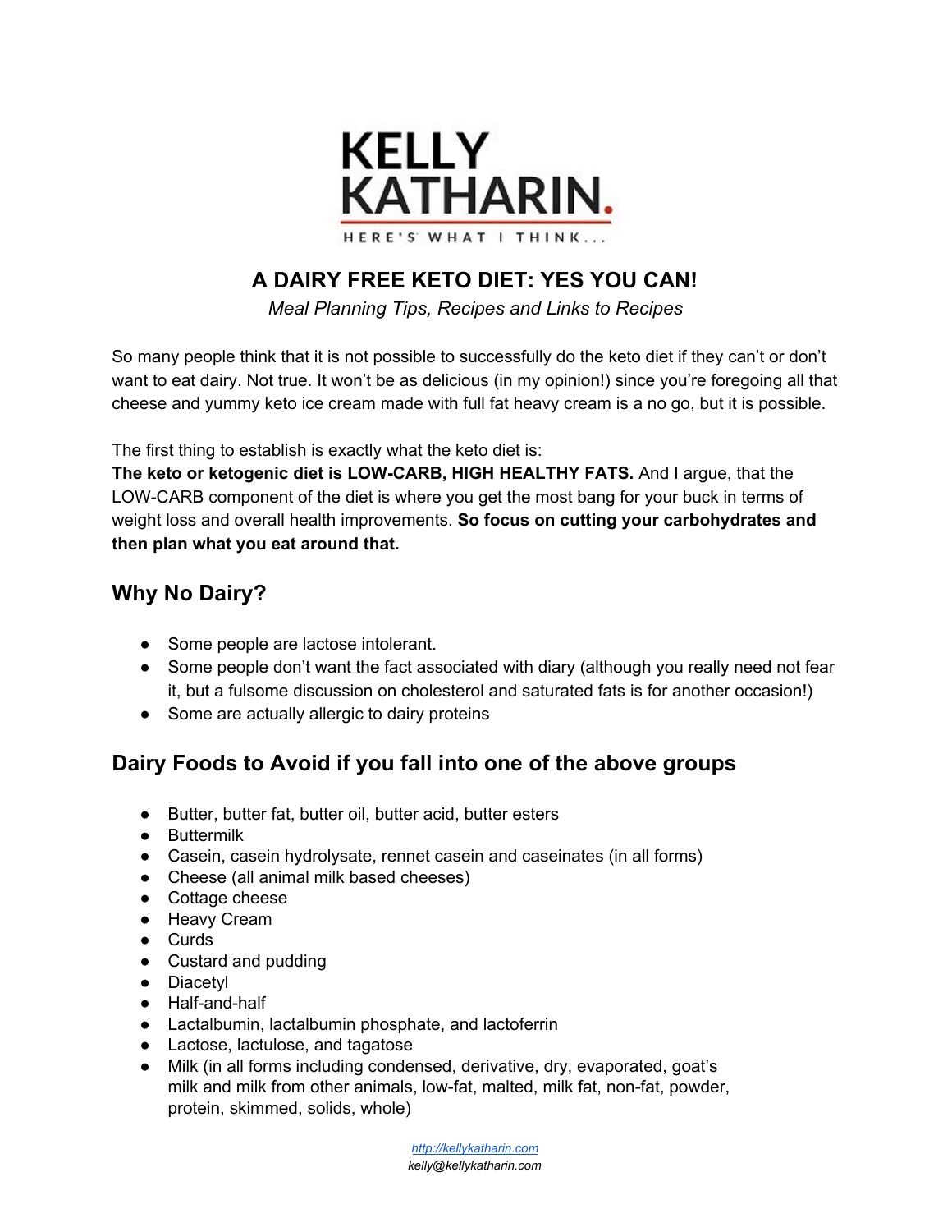KELLY KATHARIN.

HERE'S WHAT I THINK...

# A DAIRY FREE KETO DIET: YES YOU CAN!

*Meal Planning Tips, Recipes and Links to Recipes*

So many people think that it is not possible to successfully do the keto diet if they can't or don't want to eat dairy. Not true. It won't be as delicious (in my opinion!) since you're foregoing all that cheese and yummy keto ice cream made with full fat heavy cream is a no go, but it is possible.

The first thing to establish is exactly what the keto diet is:
**The keto or ketogenic diet is LOW-CARB, HIGH HEALTHY FATS.** And I argue, that the LOW-CARB component of the diet is where you get the most bang for your buck in terms of weight loss and overall health improvements. **So focus on cutting your carbohydrates and then plan what you eat around that.**

## Why No Dairy?

- Some people are lactose intolerant.
- Some people don't want the fact associated with diary (although you really need not fear it, but a fulsome discussion on cholesterol and saturated fats is for another occasion!)
- Some are actually allergic to dairy proteins

## Dairy Foods to Avoid if you fall into one of the above groups

- Butter, butter fat, butter oil, butter acid, butter esters
- Buttermilk
- Casein, casein hydrolysate, rennet casein and caseinates (in all forms)
- Cheese (all animal milk based cheeses)
- Cottage cheese
- Heavy Cream
- Curds
- Custard and pudding
- Diacetyl
- Half-and-half
- Lactalbumin, lactalbumin phosphate, and lactoferrin
- Lactose, lactulose, and tagatose
- Milk (in all forms including condensed, derivative, dry, evaporated, goat's milk and milk from other animals, low-fat, malted, milk fat, non-fat, powder, protein, skimmed, solids, whole)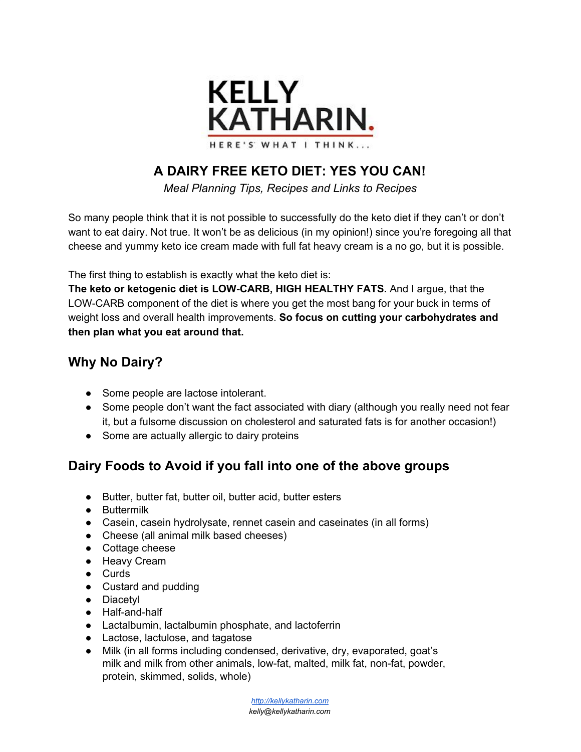KELLY KATHARIN.

HERE'S WHAT I THINK...

# A DAIRY FREE KETO DIET: YES YOU CAN!

*Meal Planning Tips, Recipes and Links to Recipes*

So many people think that it is not possible to successfully do the keto diet if they can't or don't want to eat dairy. Not true. It won't be as delicious (in my opinion!) since you're foregoing all that cheese and yummy keto ice cream made with full fat heavy cream is a no go, but it is possible.

The first thing to establish is exactly what the keto diet is:
**The keto or ketogenic diet is LOW-CARB, HIGH HEALTHY FATS.** And I argue, that the LOW-CARB component of the diet is where you get the most bang for your buck in terms of weight loss and overall health improvements. **So focus on cutting your carbohydrates and then plan what you eat around that.**

## Why No Dairy?

- Some people are lactose intolerant.
- Some people don't want the fact associated with diary (although you really need not fear it, but a fulsome discussion on cholesterol and saturated fats is for another occasion!)
- Some are actually allergic to dairy proteins

## Dairy Foods to Avoid if you fall into one of the above groups

- Butter, butter fat, butter oil, butter acid, butter esters
- Buttermilk
- Casein, casein hydrolysate, rennet casein and caseinates (in all forms)
- Cheese (all animal milk based cheeses)
- Cottage cheese
- Heavy Cream
- Curds
- Custard and pudding
- Diacetyl
- Half-and-half
- Lactalbumin, lactalbumin phosphate, and lactoferrin
- Lactose, lactulose, and tagatose
- Milk (in all forms including condensed, derivative, dry, evaporated, goat's milk and milk from other animals, low-fat, malted, milk fat, non-fat, powder, protein, skimmed, solids, whole)

http://kellykatharin.com
kelly@kellykatharin.com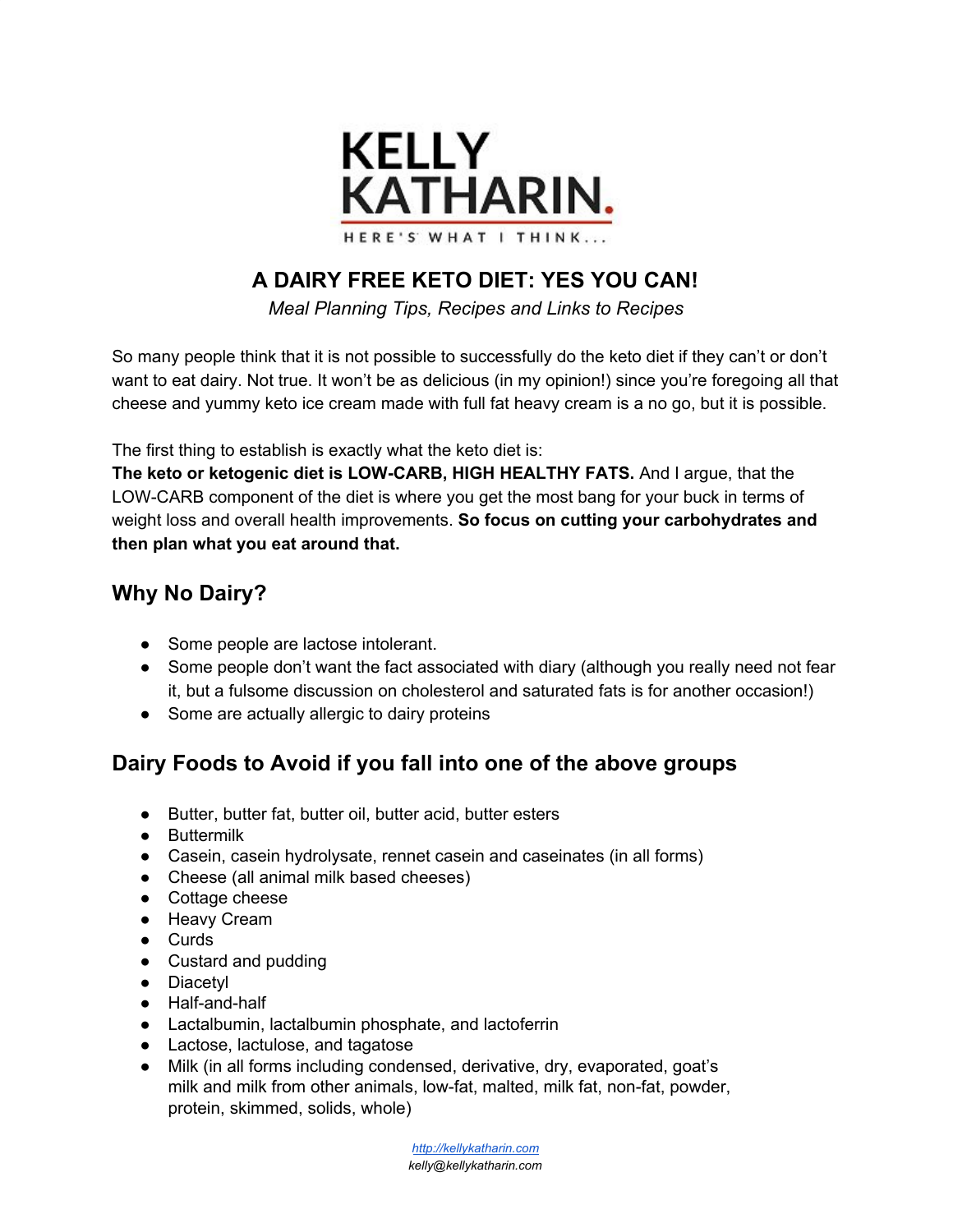KELLY KATHARIN.

HERE'S WHAT I THINK...

# A DAIRY FREE KETO DIET: YES YOU CAN!

*Meal Planning Tips, Recipes and Links to Recipes*

So many people think that it is not possible to successfully do the keto diet if they can't or don't want to eat dairy. Not true. It won't be as delicious (in my opinion!) since you're foregoing all that cheese and yummy keto ice cream made with full fat heavy cream is a no go, but it is possible.

The first thing to establish is exactly what the keto diet is:
**The keto or ketogenic diet is LOW-CARB, HIGH HEALTHY FATS.** And I argue, that the LOW-CARB component of the diet is where you get the most bang for your buck in terms of weight loss and overall health improvements. **So focus on cutting your carbohydrates and then plan what you eat around that.**

## Why No Dairy?

- Some people are lactose intolerant.
- Some people don't want the fact associated with diary (although you really need not fear it, but a fulsome discussion on cholesterol and saturated fats is for another occasion!)
- Some are actually allergic to dairy proteins

## Dairy Foods to Avoid if you fall into one of the above groups

- Butter, butter fat, butter oil, butter acid, butter esters
- Buttermilk
- Casein, casein hydrolysate, rennet casein and caseinates (in all forms)
- Cheese (all animal milk based cheeses)
- Cottage cheese
- Heavy Cream
- Curds
- Custard and pudding
- Diacetyl
- Half-and-half
- Lactalbumin, lactalbumin phosphate, and lactoferrin
- Lactose, lactulose, and tagatose
- Milk (in all forms including condensed, derivative, dry, evaporated, goat's milk and milk from other animals, low-fat, malted, milk fat, non-fat, powder, protein, skimmed, solids, whole)